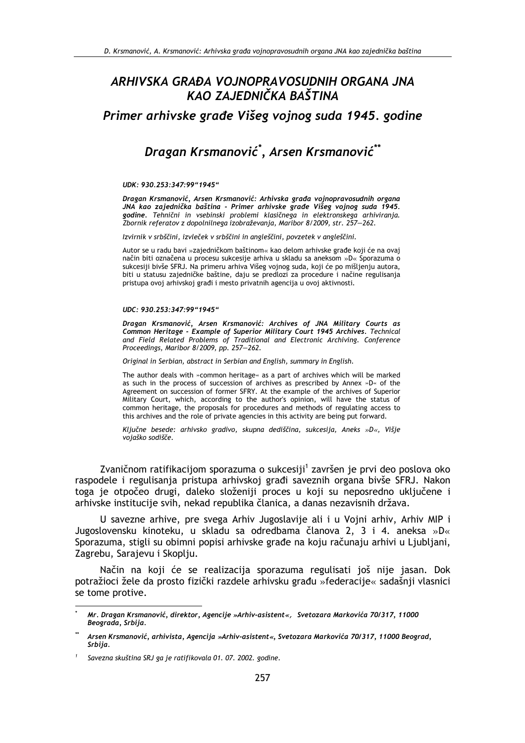# ARHIVSKA GRAĐA VOJNOPRAVOSUDNIH ORGANA JNA KAO ZAJEDNIČKA BAŠTINA

## Primer arhivske građe Višeg vojnog suda 1945. godine

### Dragan Krsmanović*, Arsen Krsmanović**

*UDK: 930.253:347:99"1945"*

***Dragan Krsmanović, Arsen Krsmanović: Arhivska građa vojnopravosudnih organa JNA kao zajednička baština - Primer arhivske građe Višeg vojnog suda 1945. godine**. Tehnični in vsebinski problemi klasičnega in elektronskega arhiviranja. Zbornik referatov z dopolnilnega izobraževanja, Maribor 8/2009, str. 257—262.*

*Izvirnik v srbščini, izvleček v srbščini in angleščini, povzetek v angleščini.*

Autor se u radu bavi »zajedničkom baštinom« kao delom arhivske građe koji će na ovaj način biti označena u procesu sukcesije arhiva u skladu sa aneksom »D« Sporazuma o sukcesiji bivše SFRJ. Na primeru arhiva Višeg vojnog suda, koji će po mišljenju autora, biti u statusu zajedničke baštine, daju se predlozi za procedure i načine regulisanja pristupa ovoj arhivskoj građi i mesto privatnih agencija u ovoj aktivnosti.

*UDC: 930.253:347:99"1945"*

***Dragan Krsmanović, Arsen Krsmanović: Archives of JNA Military Courts as Common Heritage - Example of Superior Military Court 1945 Archives**. Technical and Field Related Problems of Traditional and Electronic Archiving. Conference Proceedings, Maribor 8/2009, pp. 257—262.*

*Original in Serbian, abstract in Serbian and English, summary in English.*

The author deals with »common heritage« as a part of archives which will be marked as such in the process of succession of archives as prescribed by Annex »D« of the Agreement on succession of former SFRY. At the example of the archives of Superior Military Court, which, according to the author's opinion, will have the status of common heritage, the proposals for procedures and methods of regulating access to this archives and the role of private agencies in this activity are being put forward.

*Ključne besede: arhivsko gradivo, skupna dediščina, sukcesija, Aneks »D«, Višje vojaško sodišče.*

Zvaničnom ratifikacijom sporazuma o sukcesiji[1] završen je prvi deo poslova oko raspodele i regulisanja pristupa arhivskoj građi saveznih organa bivše SFRJ. Nakon toga je otpočeo drugi, daleko složeniji proces u koji su neposredno uključene i arhivske institucije svih, nekad republika članica, a danas nezavisnih država.

U savezne arhive, pre svega Arhiv Jugoslavije ali i u Vojni arhiv, Arhiv MIP i Jugoslovensku kinoteku, u skladu sa odredbama članova 2, 3 i 4. aneksa »D« Sporazuma, stigli su obimni popisi arhivske građe na koju računaju arhivi u Ljubljani, Zagrebu, Sarajevu i Skoplju.

Način na koji će se realizacija sporazuma regulisati još nije jasan. Dok potražioci žele da prosto fizički razdele arhivsku građu »federacije« sadašnji vlasnici se tome protive.

---

\* *Mr. Dragan Krsmanović, direktor, Agencije »Arhiv-asistent«, Svetozara Markovića 70/317, 11000 Beograda, Srbija.*

\*\* *Arsen Krsmanović, arhivista, Agencija »Arhiv-asistent«, Svetozara Markovića 70/317, 11000 Beograd, Srbija.*

[1] *Savezna skuština SRJ ga je ratifikovala 01. 07. 2002. godine.*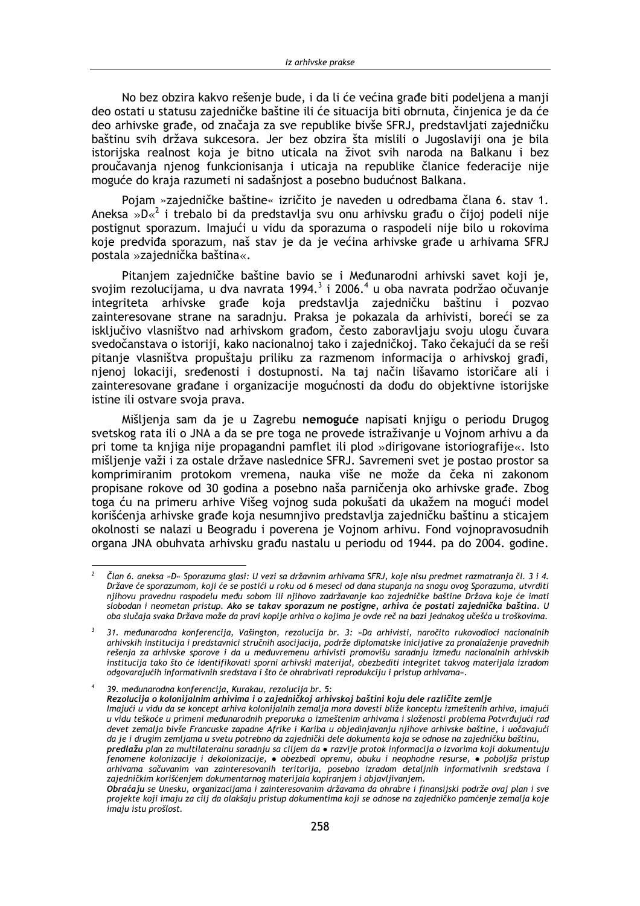No bez obzira kakvo rešenje bude, i da li će većina građe biti podeljena a manji deo ostati u statusu zajedničke baštine ili će situacija biti obrnuta, činjenica je da će deo arhivske građe, od značaja za sve republike bivše SFRJ, predstavljati zajedničku baštinu svih država sukcesora. Jer bez obzira šta mislili o Jugoslaviji ona je bila istorijska realnost koja je bitno uticala na život svih naroda na Balkanu i bez proučavanja njenog funkcionisanja i uticaja na republike članice federacije nije moguće do kraja razumeti ni sadašnjost a posebno budućnost Balkana.

Pojam »zajedničke baštine« izričito je naveden u odredbama člana 6. stav 1. Aneksa »D«[2] i trebalo bi da predstavlja svu onu arhivsku građu o čijoj podeli nije postignut sporazum. Imajući u vidu da sporazuma o raspodeli nije bilo u rokovima koje predviđa sporazum, naš stav je da je većina arhivske građe u arhivama SFRJ postala »zajednička baština«.

Pitanjem zajedničke baštine bavio se i Međunarodni arhivski savet koji je, svojim rezolucijama, u dva navrata 1994.[3] i 2006.[4] u oba navrata podržao očuvanje integriteta arhivske građe koja predstavlja zajedničku baštinu i pozvao zainteresovane strane na saradnju. Praksa je pokazala da arhivisti, boreći se za isključivo vlasništvo nad arhivskom građom, često zaboravljaju svoju ulogu čuvara svedočanstava o istoriji, kako nacionalnoj tako i zajedničkoj. Tako čekajući da se reši pitanje vlasništva propuštaju priliku za razmenom informacija o arhivskoj građi, njenoj lokaciji, sređenosti i dostupnosti. Na taj način lišavamo istoričare ali i zainteresovane građane i organizacije mogućnosti da dođu do objektivne istorijske istine ili ostvare svoja prava.

Mišljenja sam da je u Zagrebu **nemoguće** napisati knjigu o periodu Drugog svetskog rata ili o JNA a da se pre toga ne provede istraživanje u Vojnom arhivu a da pri tome ta knjiga nije propagandni pamflet ili plod »dirigovane istoriografije«. Isto mišljenje važi i za ostale države naslednice SFRJ. Savremeni svet je postao prostor sa komprimiranim protokom vremena, nauka više ne može da čeka ni zakonom propisane rokove od 30 godina a posebno naša parničenja oko arhivske građe. Zbog toga ću na primeru arhive Višeg vojnog suda pokušati da ukažem na mogući model korišćenja arhivske građe koja nesumnjivo predstavlja zajedničku baštinu a sticajem okolnosti se nalazi u Beogradu i poverena je Vojnom arhivu. Fond vojnopravosudnih organa JNA obuhvata arhivsku građu nastalu u periodu od 1944. pa do 2004. godine.

---

[2] *Član 6. aneksa »D« Sporazuma glasi: U vezi sa državnim arhivama SFRJ, koje nisu predmet razmatranja čl. 3 i 4. Države će sporazumom, koji će se postići u roku od 6 meseci od dana stupanja na snagu ovog Sporazuma, utvrditi njihovu pravednu raspodelu među sobom ili njihovo zadržavanje kao zajedničke baštine Država koje će imati slobodan i neometan pristup. **Ako se takav sporazum ne postigne, arhiva će postati zajednička baština**. U oba slučaja svaka Država može da pravi kopije arhiva o kojima je ovde reč na bazi jednakog učešća u troškovima.*

[3] *31. međunarodna konferencija, Vašington, rezolucija br. 3: »Da arhivisti, naročito rukovodioci nacionalnih arhivskih institucija i predstavnici stručnih asocijacija, podrže diplomatske inicijative za pronalaženje pravednih rešenja za arhivske sporove i da u međuvremenu arhivisti promovišu saradnju između nacionalnih arhivskih institucija tako što će identifikovati sporni arhivski materijal, obezbediti integritet takvog materijala izradom odgovarajućih informativnih sredstava i što će ohrabrivati reprodukciju i pristup arhivama«.*

[4] *39. međunarodna konferencija, Kurakau, rezolucija br. 5:*
***Rezolucija o kolonijalnim arhivima i o zajedničkoj arhivskoj baštini koju dele različite zemlje***
*Imajući u vidu da se koncept arhiva kolonijalnih zemalja mora dovesti bliže konceptu izmeštenih arhiva, imajući u vidu teškoće u primeni međunarodnih preporuka o izmeštenim arhivama i složenosti problema Potvrđujući rad devet zemalja bivše Francuske zapadne Afrike i Kariba u objedinjavanju njihove arhivske baštine, i uočavajući da je i drugim zemljama u svetu potrebno da zajednički dele dokumenta koja se odnose na zajedničku baštinu,* ***predlažu*** *plan za multilateralnu saradnju sa ciljem da • razvije protok informacija o izvorima koji dokumentuju fenomene kolonizacije i dekolonizacije, • obezbedi opremu, obuku i neophodne resurse, • poboljša pristup arhivama sačuvanim van zainteresovanih teritorija, posebno izradom detaljnih informativnih sredstava i zajedničkim korišćenjem dokumentarnog materijala kopiranjem i objavljivanjem.*
***Obraćaju*** *se Unesku, organizacijama i zainteresovanim državama da ohrabre i finansijski podrže ovaj plan i sve projekte koji imaju za cilj da olakšaju pristup dokumentima koji se odnose na zajedničko pamćenje zemalja koje imaju istu prošlost.*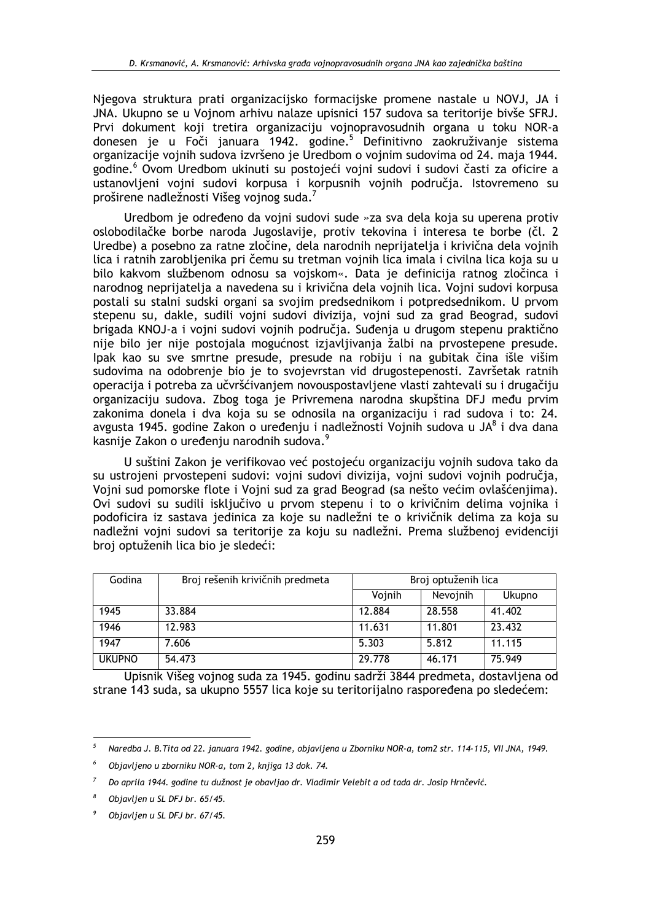Njegova struktura prati organizacijsko formacijske promene nastale u NOVJ, JA i JNA. Ukupno se u Vojnom arhivu nalaze upisnici 157 sudova sa teritorije bivše SFRJ. Prvi dokument koji tretira organizaciju vojnopravosudnih organa u toku NOR-a donesen je u Foči januara 1942. godine.[5] Definitivno zaokruživanje sistema organizacije vojnih sudova izvršeno je Uredbom o vojnim sudovima od 24. maja 1944. godine.[6] Ovom Uredbom ukinuti su postojeći vojni sudovi i sudovi časti za oficire a ustanovljeni vojni sudovi korpusa i korpusnih vojnih područja. Istovremeno su proširene nadležnosti Višeg vojnog suda.[7]

Uredbom je određeno da vojni sudovi sude »za sva dela koja su uperena protiv oslobodilačke borbe naroda Jugoslavije, protiv tekovina i interesa te borbe (čl. 2 Uredbe) a posebno za ratne zločine, dela narodnih neprijatelja i krivična dela vojnih lica i ratnih zarobljenika pri čemu su tretman vojnih lica imala i civilna lica koja su u bilo kakvom službenom odnosu sa vojskom«. Data je definicija ratnog zločinca i narodnog neprijatelja a navedena su i krivična dela vojnih lica. Vojni sudovi korpusa postali su stalni sudski organi sa svojim predsednikom i potpredsednikom. U prvom stepenu su, dakle, sudili vojni sudovi divizija, vojni sud za grad Beograd, sudovi brigada KNOJ-a i vojni sudovi vojnih područja. Suđenja u drugom stepenu praktično nije bilo jer nije postojala mogućnost izjavljivanja žalbi na prvostepene presude. Ipak kao su sve smrtne presude, presude na robiju i na gubitak čina išle višim sudovima na odobrenje bio je to svojevrstan vid drugostepenosti. Završetak ratnih operacija i potreba za učvršćivanjem novouspostavljene vlasti zahtevali su i drugačiju organizaciju sudova. Zbog toga je Privremena narodna skupština DFJ među prvim zakonima donela i dva koja su se odnosila na organizaciju i rad sudova i to: 24. avgusta 1945. godine Zakon o uređenju i nadležnosti Vojnih sudova u JA[8] i dva dana kasnije Zakon o uređenju narodnih sudova.[9]

U suštini Zakon je verifikovao već postojeću organizaciju vojnih sudova tako da su ustrojeni prvostepeni sudovi: vojni sudovi divizija, vojni sudovi vojnih područja, Vojni sud pomorske flote i Vojni sud za grad Beograd (sa nešto većim ovlašćenjima). Ovi sudovi su sudili isključivo u prvom stepenu i to o krivičnim delima vojnika i podoficira iz sastava jedinica za koje su nadležni te o krivičnik delima za koja su nadležni vojni sudovi sa teritorije za koju su nadležni. Prema službenoj evidenciji broj optuženih lica bio je sledeći:

| Godina | Broj rešenih krivičnih predmeta | Broj optuženih lica | | |
|---|---|---|---|---|
| | | Vojnih | Nevojnih | Ukupno |
| 1945 | 33.884 | 12.884 | 28.558 | 41.402 |
| 1946 | 12.983 | 11.631 | 11.801 | 23.432 |
| 1947 | 7.606 | 5.303 | 5.812 | 11.115 |
| UKUPNO | 54.473 | 29.778 | 46.171 | 75.949 |

Upisnik Višeg vojnog suda za 1945. godinu sadrži 3844 predmeta, dostavljena od strane 143 suda, sa ukupno 5557 lica koje su teritorijalno raspoređena po sledećem:

[5] *Naredba J. B.Tita od 22. januara 1942. godine, objavljena u Zborniku NOR-a, tom2 str. 114-115, VII JNA, 1949.*

[6] *Objavljeno u zborniku NOR-a, tom 2, knjiga 13 dok. 74.*

[7] *Do aprila 1944. godine tu dužnost je obavljao dr. Vladimir Velebit a od tada dr. Josip Hrnčević.*

[8] *Objavljen u SL DFJ br. 65/45.*

[9] *Objavljen u SL DFJ br. 67/45.*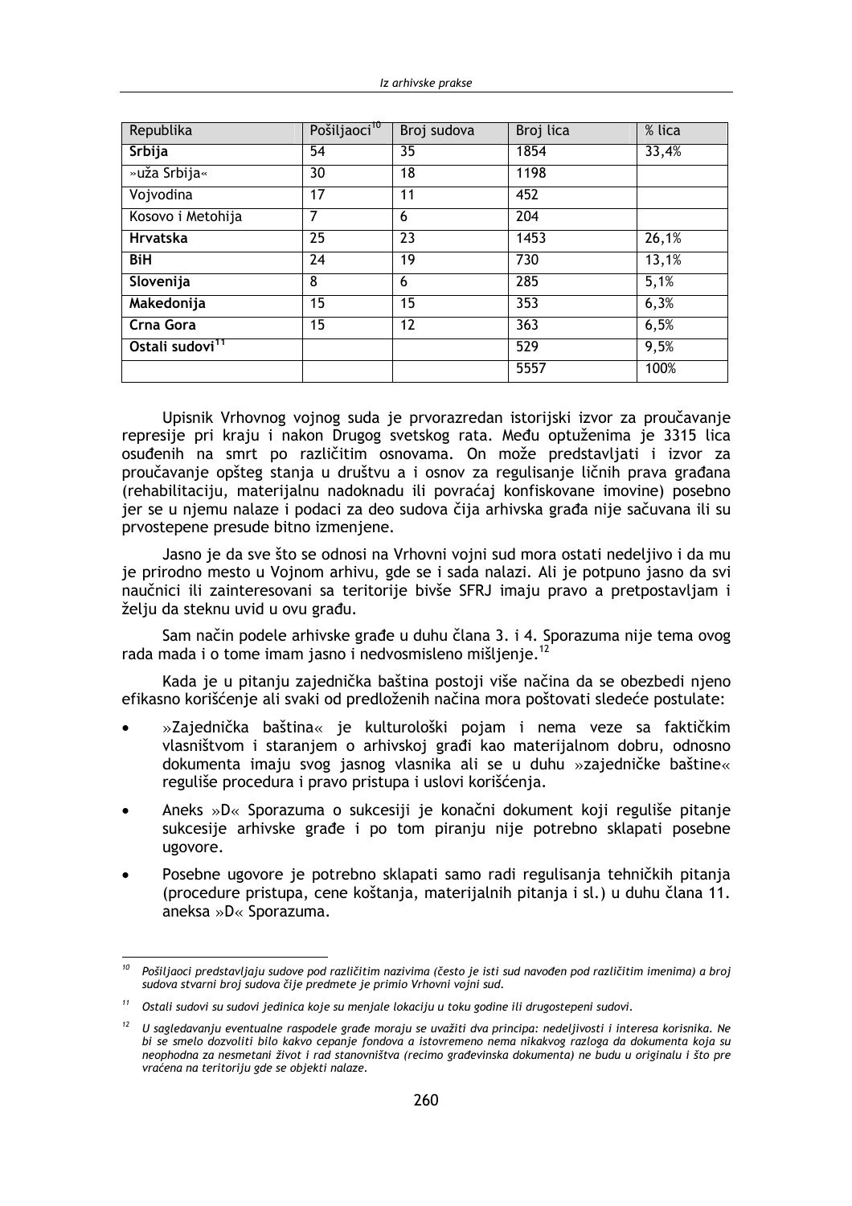| Republika | Pošiljaoci[10] | Broj sudova | Broj lica | % lica |
|---|---|---|---|---|
| **Srbija** | 54 | 35 | 1854 | 33,4% |
| »uža Srbija« | 30 | 18 | 1198 | |
| Vojvodina | 17 | 11 | 452 | |
| Kosovo i Metohija | 7 | 6 | 204 | |
| **Hrvatska** | 25 | 23 | 1453 | 26,1% |
| **BiH** | 24 | 19 | 730 | 13,1% |
| **Slovenija** | 8 | 6 | 285 | 5,1% |
| **Makedonija** | 15 | 15 | 353 | 6,3% |
| **Crna Gora** | 15 | 12 | 363 | 6,5% |
| **Ostali sudovi**[11] | | | 529 | 9,5% |
| | | | 5557 | 100% |

Upisnik Vrhovnog vojnog suda je prvorazredan istorijski izvor za proučavanje represije pri kraju i nakon Drugog svetskog rata. Među optuženima je 3315 lica osuđenih na smrt po različitim osnovama. On može predstavljati i izvor za proučavanje opšteg stanja u društvu a i osnov za regulisanje ličnih prava građana (rehabilitaciju, materijalnu nadoknadu ili povraćaj konfiskovane imovine) posebno jer se u njemu nalaze i podaci za deo sudova čija arhivska građa nije sačuvana ili su prvostepene presude bitno izmenjene.

Jasno je da sve što se odnosi na Vrhovni vojni sud mora ostati nedeljivo i da mu je prirodno mesto u Vojnom arhivu, gde se i sada nalazi. Ali je potpuno jasno da svi naučnici ili zainteresovani sa teritorije bivše SFRJ imaju pravo a pretpostavljam i želju da steknu uvid u ovu građu.

Sam način podele arhivske građe u duhu člana 3. i 4. Sporazuma nije tema ovog rada mada i o tome imam jasno i nedvosmisleno mišljenje.[12]

Kada je u pitanju zajednička baština postoji više načina da se obezbedi njeno efikasno korišćenje ali svaki od predloženih načina mora poštovati sledeće postulate:

- »Zajednička baština« je kulturološki pojam i nema veze sa faktičkim vlasništvom i staranjem o arhivskoj građi kao materijalnom dobru, odnosno dokumenta imaju svog jasnog vlasnika ali se u duhu »zajedničke baštine« reguliše procedura i pravo pristupa i uslovi korišćenja.
- Aneks »D« Sporazuma o sukcesiji je konačni dokument koji reguliše pitanje sukcesije arhivske građe i po tom piranju nije potrebno sklapati posebne ugovore.
- Posebne ugovore je potrebno sklapati samo radi regulisanja tehničkih pitanja (procedure pristupa, cene koštanja, materijalnih pitanja i sl.) u duhu člana 11. aneksa »D« Sporazuma.

---

[10] *Pošiljaoci predstavljaju sudove pod različitim nazivima (često je isti sud navođen pod različitim imenima) a broj sudova stvarni broj sudova čije predmete je primio Vrhovni vojni sud.*

[11] *Ostali sudovi su sudovi jedinica koje su menjale lokaciju u toku godine ili drugostepeni sudovi.*

[12] *U sagledavanju eventualne raspodele građe moraju se uvažiti dva principa: nedeljivosti i interesa korisnika. Ne bi se smelo dozvoliti bilo kakvo cepanje fondova a istovremeno nema nikakvog razloga da dokumenta koja su neophodna za nesmetani život i rad stanovništva (recimo građevinska dokumenta) ne budu u originalu i što pre vraćena na teritoriju gde se objekti nalaze.*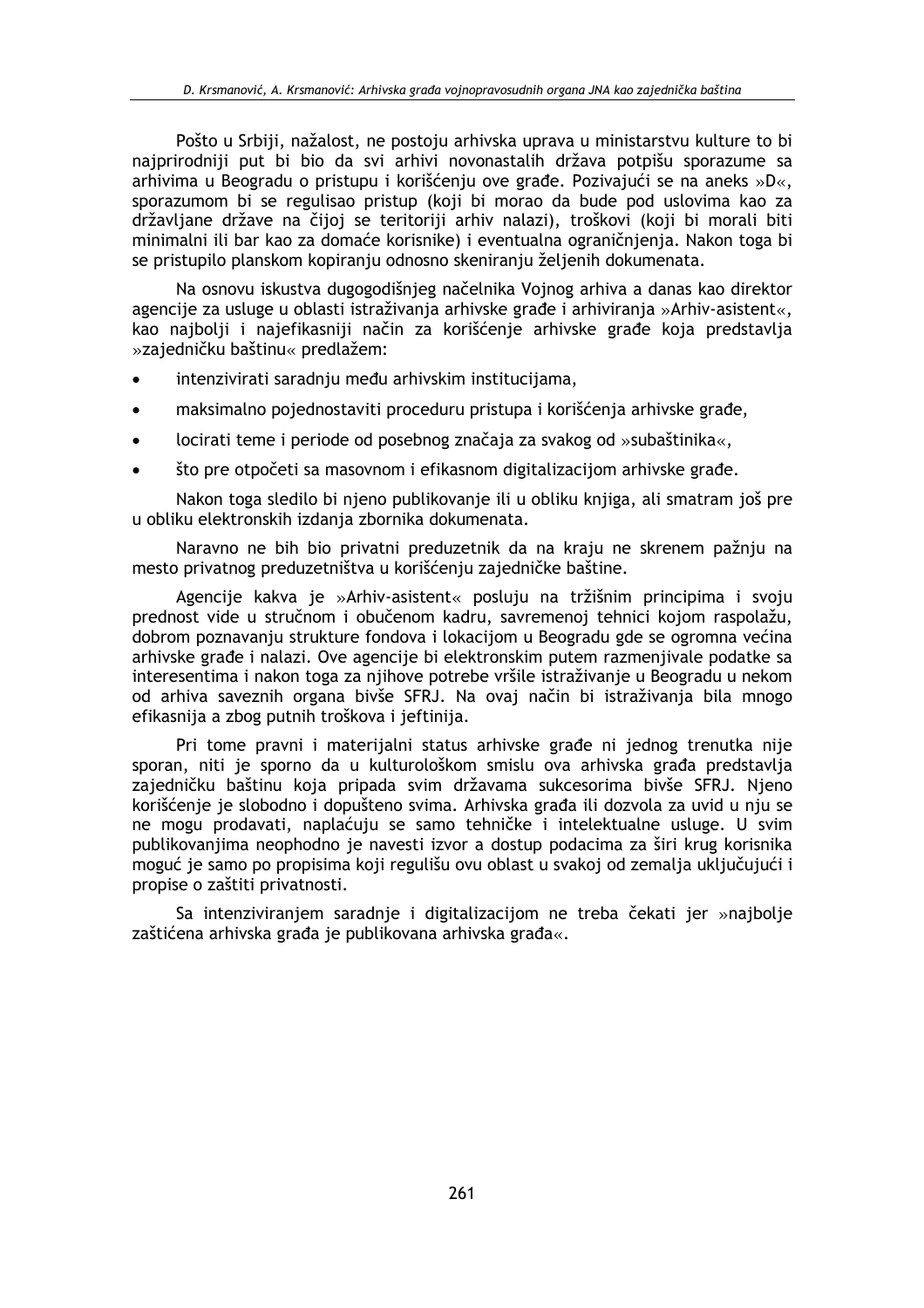Pošto u Srbiji, nažalost, ne postoju arhivska uprava u ministarstvu kulture to bi najprirodniji put bi bio da svi arhivi novonastalih država potpišu sporazume sa arhivima u Beogradu o pristupu i korišćenju ove građe. Pozivajući se na aneks »D«, sporazumom bi se regulisao pristup (koji bi morao da bude pod uslovima kao za državljane države na čijoj se teritoriji arhiv nalazi), troškovi (koji bi morali biti minimalni ili bar kao za domaće korisnike) i eventualna ograničnjenja. Nakon toga bi se pristupilo planskom kopiranju odnosno skeniranju željenih dokumenata.

Na osnovu iskustva dugogodišnjeg načelnika Vojnog arhiva a danas kao direktor agencije za usluge u oblasti istraživanja arhivske građe i arhiviranja »Arhiv-asistent«, kao najbolji i najefikasniji način za korišćenje arhivske građe koja predstavlja »zajedničku baštinu« predlažem:

- intenzivirati saradnju među arhivskim institucijama,
- maksimalno pojednostaviti proceduru pristupa i korišćenja arhivske građe,
- locirati teme i periode od posebnog značaja za svakog od »subaštinika«,
- što pre otpočeti sa masovnom i efikasnom digitalizacijom arhivske građe.

Nakon toga sledilo bi njeno publikovanje ili u obliku knjiga, ali smatram još pre u obliku elektronskih izdanja zbornika dokumenata.

Naravno ne bih bio privatni preduzetnik da na kraju ne skrenem pažnju na mesto privatnog preduzetništva u korišćenju zajedničke baštine.

Agencije kakva je »Arhiv-asistent« posluju na tržišnim principima i svoju prednost vide u stručnom i obučenom kadru, savremenoj tehnici kojom raspolažu, dobrom poznavanju strukture fondova i lokacijom u Beogradu gde se ogromna većina arhivske građe i nalazi. Ove agencije bi elektronskim putem razmenjivale podatke sa interesentima i nakon toga za njihove potrebe vršile istraživanje u Beogradu u nekom od arhiva saveznih organa bivše SFRJ. Na ovaj način bi istraživanja bila mnogo efikasnija a zbog putnih troškova i jeftinija.

Pri tome pravni i materijalni status arhivske građe ni jednog trenutka nije sporan, niti je sporno da u kulturološkom smislu ova arhivska građa predstavlja zajedničku baštinu koja pripada svim državama sukcesorima bivše SFRJ. Njeno korišćenje je slobodno i dopušteno svima. Arhivska građa ili dozvola za uvid u nju se ne mogu prodavati, naplaćuju se samo tehničke i intelektualne usluge. U svim publikovanjima neophodno je navesti izvor a dostup podacima za širi krug korisnika moguć je samo po propisima koji regulišu ovu oblast u svakoj od zemalja uključujući i propise o zaštiti privatnosti.

Sa intenziviranjem saradnje i digitalizacijom ne treba čekati jer »najbolje zaštićena arhivska građa je publikovana arhivska građa«.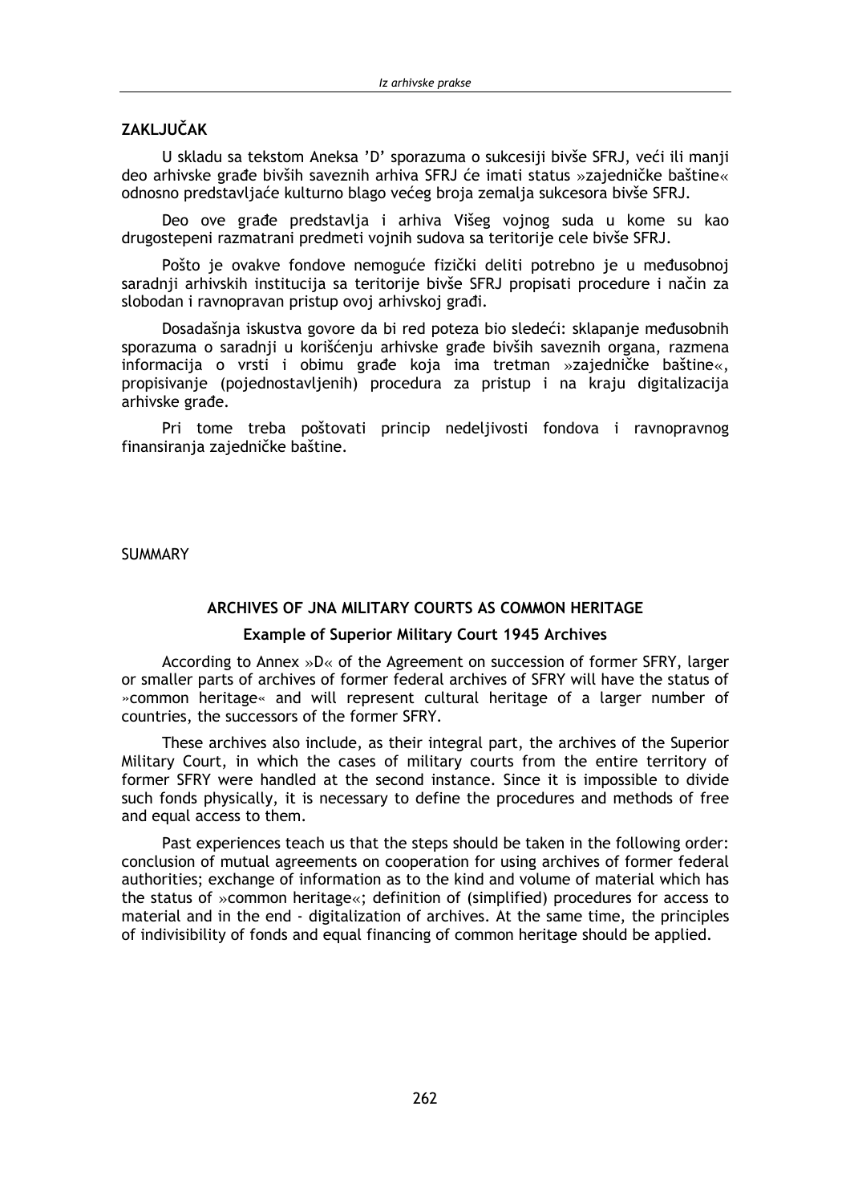## ZAKLJUČAK

U skladu sa tekstom Aneksa 'D' sporazuma o sukcesiji bivše SFRJ, veći ili manji deo arhivske građe bivših saveznih arhiva SFRJ će imati status »zajedničke baštine« odnosno predstavljaće kulturno blago većeg broja zemalja sukcesora bivše SFRJ.

Deo ove građe predstavlja i arhiva Višeg vojnog suda u kome su kao drugostepeni razmatrani predmeti vojnih sudova sa teritorije cele bivše SFRJ.

Pošto je ovakve fondove nemoguće fizički deliti potrebno je u međusobnoj saradnji arhivskih institucija sa teritorije bivše SFRJ propisati procedure i način za slobodan i ravnopravan pristup ovoj arhivskoj građi.

Dosadašnja iskustva govore da bi red poteza bio sledeći: sklapanje međusobnih sporazuma o saradnji u korišćenju arhivske građe bivših saveznih organa, razmena informacija o vrsti i obimu građe koja ima tretman »zajedničke baštine«, propisivanje (pojednostavljenih) procedura za pristup i na kraju digitalizacija arhivske građe.

Pri tome treba poštovati princip nedeljivosti fondova i ravnopravnog finansiranja zajedničke baštine.

SUMMARY

### ARCHIVES OF JNA MILITARY COURTS AS COMMON HERITAGE

#### Example of Superior Military Court 1945 Archives

According to Annex »D« of the Agreement on succession of former SFRY, larger or smaller parts of archives of former federal archives of SFRY will have the status of »common heritage« and will represent cultural heritage of a larger number of countries, the successors of the former SFRY.

These archives also include, as their integral part, the archives of the Superior Military Court, in which the cases of military courts from the entire territory of former SFRY were handled at the second instance. Since it is impossible to divide such fonds physically, it is necessary to define the procedures and methods of free and equal access to them.

Past experiences teach us that the steps should be taken in the following order: conclusion of mutual agreements on cooperation for using archives of former federal authorities; exchange of information as to the kind and volume of material which has the status of »common heritage«; definition of (simplified) procedures for access to material and in the end - digitalization of archives. At the same time, the principles of indivisibility of fonds and equal financing of common heritage should be applied.